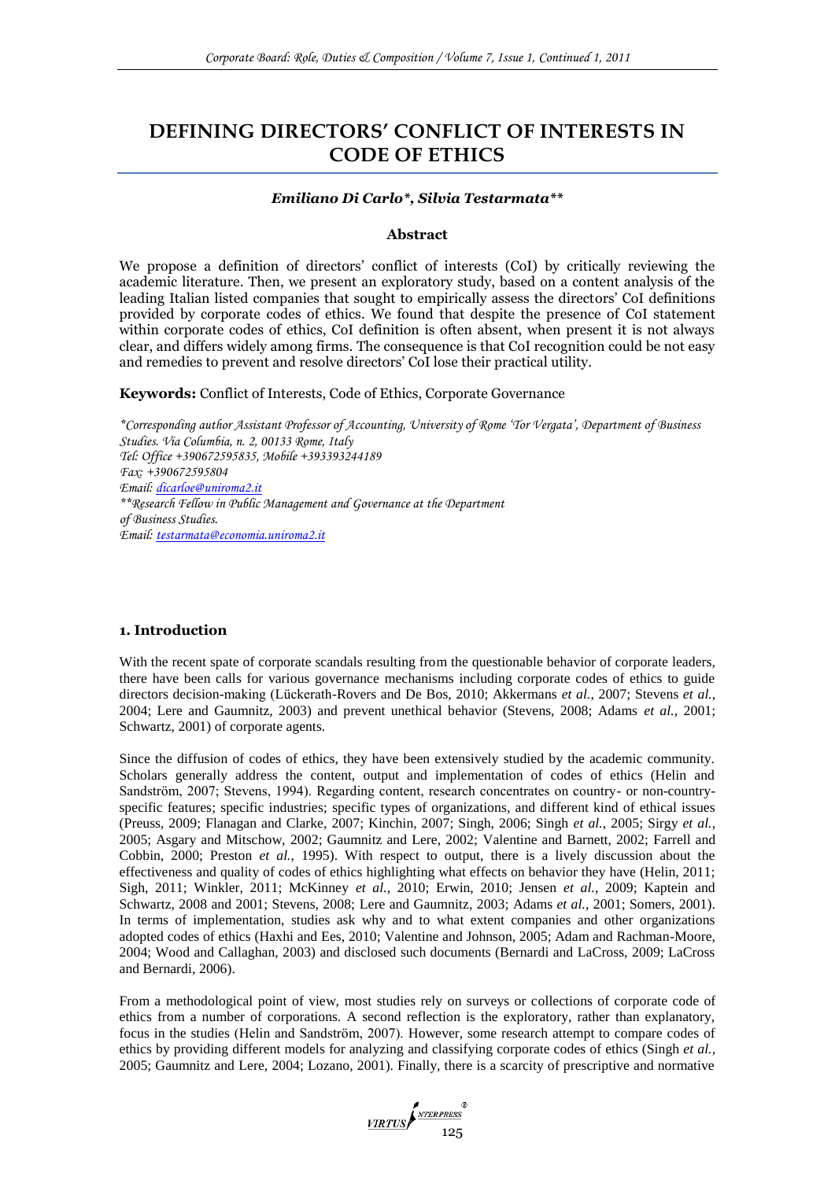# DEFINING DIRECTORS' CONFLICT OF INTERESTS IN CODE OF ETHICS

***Emiliano Di Carlo\*, Silvia Testarmata\*\****

### Abstract

We propose a definition of directors' conflict of interests (CoI) by critically reviewing the academic literature. Then, we present an exploratory study, based on a content analysis of the leading Italian listed companies that sought to empirically assess the directors' CoI definitions provided by corporate codes of ethics. We found that despite the presence of CoI statement within corporate codes of ethics, CoI definition is often absent, when present it is not always clear, and differs widely among firms. The consequence is that CoI recognition could be not easy and remedies to prevent and resolve directors' CoI lose their practical utility.

**Keywords:** Conflict of Interests, Code of Ethics, Corporate Governance

*\*Corresponding author Assistant Professor of Accounting, University of Rome 'Tor Vergata', Department of Business Studies. Via Columbia, n. 2, 00133 Rome, Italy*
*Tel: Office +390672595835, Mobile +393393244189*
*Fax: +390672595804*
*Email: dicarloe@uniroma2.it*
*\*\*Research Fellow in Public Management and Governance at the Department of Business Studies.*
*Email: testarmata@economia.uniroma2.it*

## 1. Introduction

With the recent spate of corporate scandals resulting from the questionable behavior of corporate leaders, there have been calls for various governance mechanisms including corporate codes of ethics to guide directors decision-making (Lückerath-Rovers and De Bos, 2010; Akkermans *et al.*, 2007; Stevens *et al.*, 2004; Lere and Gaumnitz, 2003) and prevent unethical behavior (Stevens, 2008; Adams *et al.*, 2001; Schwartz, 2001) of corporate agents.

Since the diffusion of codes of ethics, they have been extensively studied by the academic community. Scholars generally address the content, output and implementation of codes of ethics (Helin and Sandström, 2007; Stevens, 1994). Regarding content, research concentrates on country- or non-country-specific features; specific industries; specific types of organizations, and different kind of ethical issues (Preuss, 2009; Flanagan and Clarke, 2007; Kinchin, 2007; Singh, 2006; Singh *et al.*, 2005; Sirgy *et al.*, 2005; Asgary and Mitschow, 2002; Gaumnitz and Lere, 2002; Valentine and Barnett, 2002; Farrell and Cobbin, 2000; Preston *et al.*, 1995). With respect to output, there is a lively discussion about the effectiveness and quality of codes of ethics highlighting what effects on behavior they have (Helin, 2011; Sigh, 2011; Winkler, 2011; McKinney *et al.*, 2010; Erwin, 2010; Jensen *et al.*, 2009; Kaptein and Schwartz, 2008 and 2001; Stevens, 2008; Lere and Gaumnitz, 2003; Adams *et al.*, 2001; Somers, 2001). In terms of implementation, studies ask why and to what extent companies and other organizations adopted codes of ethics (Haxhi and Ees, 2010; Valentine and Johnson, 2005; Adam and Rachman-Moore, 2004; Wood and Callaghan, 2003) and disclosed such documents (Bernardi and LaCross, 2009; LaCross and Bernardi, 2006).

From a methodological point of view, most studies rely on surveys or collections of corporate code of ethics from a number of corporations. A second reflection is the exploratory, rather than explanatory, focus in the studies (Helin and Sandström, 2007). However, some research attempt to compare codes of ethics by providing different models for analyzing and classifying corporate codes of ethics (Singh *et al.*, 2005; Gaumnitz and Lere, 2004; Lozano, 2001). Finally, there is a scarcity of prescriptive and normative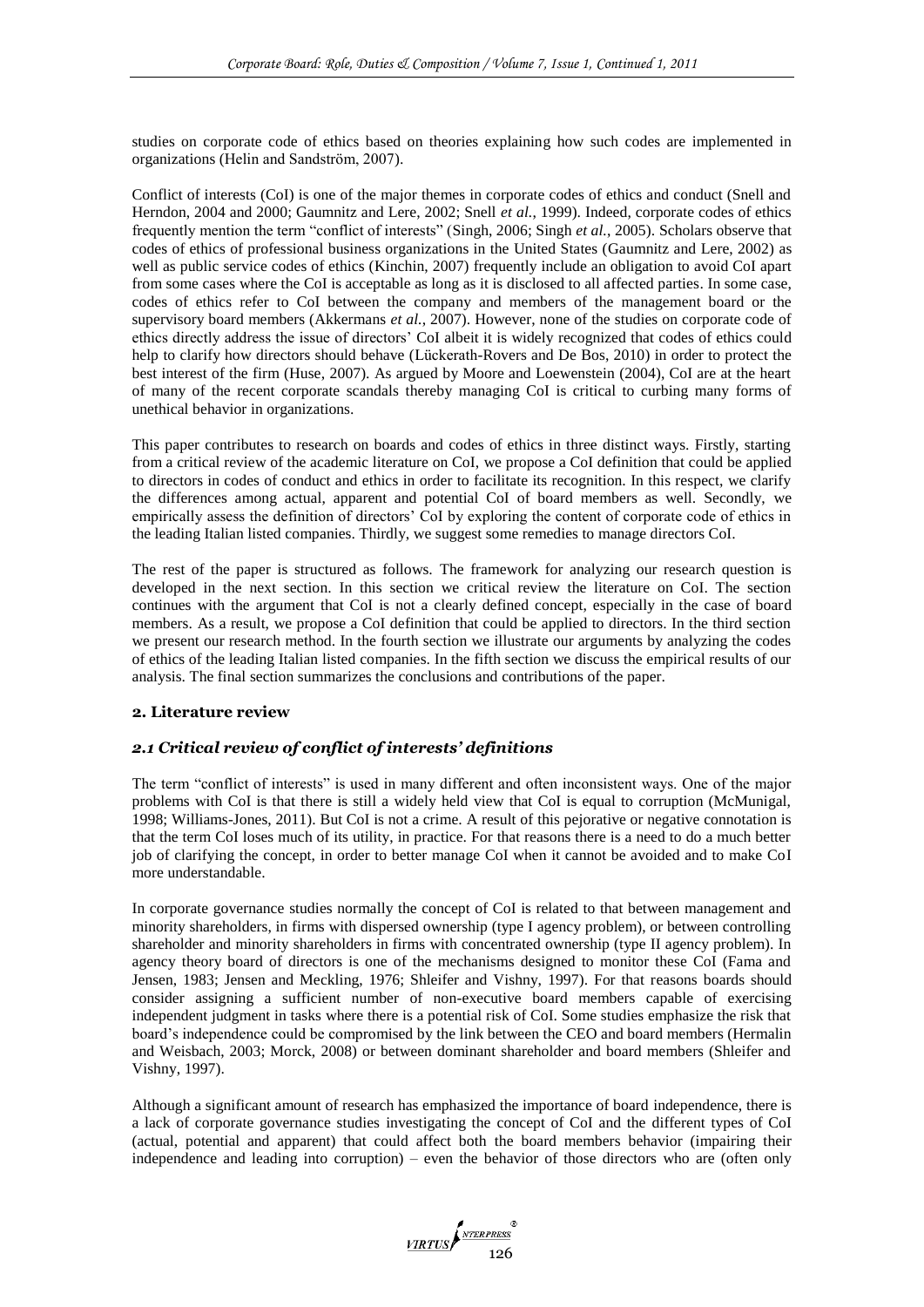studies on corporate code of ethics based on theories explaining how such codes are implemented in organizations (Helin and Sandström, 2007).

Conflict of interests (CoI) is one of the major themes in corporate codes of ethics and conduct (Snell and Herndon, 2004 and 2000; Gaumnitz and Lere, 2002; Snell *et al.*, 1999). Indeed, corporate codes of ethics frequently mention the term "conflict of interests" (Singh, 2006; Singh *et al.*, 2005). Scholars observe that codes of ethics of professional business organizations in the United States (Gaumnitz and Lere, 2002) as well as public service codes of ethics (Kinchin, 2007) frequently include an obligation to avoid CoI apart from some cases where the CoI is acceptable as long as it is disclosed to all affected parties. In some case, codes of ethics refer to CoI between the company and members of the management board or the supervisory board members (Akkermans *et al.*, 2007). However, none of the studies on corporate code of ethics directly address the issue of directors' CoI albeit it is widely recognized that codes of ethics could help to clarify how directors should behave (Lückerath-Rovers and De Bos, 2010) in order to protect the best interest of the firm (Huse, 2007). As argued by Moore and Loewenstein (2004), CoI are at the heart of many of the recent corporate scandals thereby managing CoI is critical to curbing many forms of unethical behavior in organizations.

This paper contributes to research on boards and codes of ethics in three distinct ways. Firstly, starting from a critical review of the academic literature on CoI, we propose a CoI definition that could be applied to directors in codes of conduct and ethics in order to facilitate its recognition. In this respect, we clarify the differences among actual, apparent and potential CoI of board members as well. Secondly, we empirically assess the definition of directors' CoI by exploring the content of corporate code of ethics in the leading Italian listed companies. Thirdly, we suggest some remedies to manage directors CoI.

The rest of the paper is structured as follows. The framework for analyzing our research question is developed in the next section. In this section we critical review the literature on CoI. The section continues with the argument that CoI is not a clearly defined concept, especially in the case of board members. As a result, we propose a CoI definition that could be applied to directors. In the third section we present our research method. In the fourth section we illustrate our arguments by analyzing the codes of ethics of the leading Italian listed companies. In the fifth section we discuss the empirical results of our analysis. The final section summarizes the conclusions and contributions of the paper.

## 2. Literature review

### *2.1 Critical review of conflict of interests' definitions*

The term "conflict of interests" is used in many different and often inconsistent ways. One of the major problems with CoI is that there is still a widely held view that CoI is equal to corruption (McMunigal, 1998; Williams-Jones, 2011). But CoI is not a crime. A result of this pejorative or negative connotation is that the term CoI loses much of its utility, in practice. For that reasons there is a need to do a much better job of clarifying the concept, in order to better manage CoI when it cannot be avoided and to make CoI more understandable.

In corporate governance studies normally the concept of CoI is related to that between management and minority shareholders, in firms with dispersed ownership (type I agency problem), or between controlling shareholder and minority shareholders in firms with concentrated ownership (type II agency problem). In agency theory board of directors is one of the mechanisms designed to monitor these CoI (Fama and Jensen, 1983; Jensen and Meckling, 1976; Shleifer and Vishny, 1997). For that reasons boards should consider assigning a sufficient number of non-executive board members capable of exercising independent judgment in tasks where there is a potential risk of CoI. Some studies emphasize the risk that board's independence could be compromised by the link between the CEO and board members (Hermalin and Weisbach, 2003; Morck, 2008) or between dominant shareholder and board members (Shleifer and Vishny, 1997).

Although a significant amount of research has emphasized the importance of board independence, there is a lack of corporate governance studies investigating the concept of CoI and the different types of CoI (actual, potential and apparent) that could affect both the board members behavior (impairing their independence and leading into corruption) – even the behavior of those directors who are (often only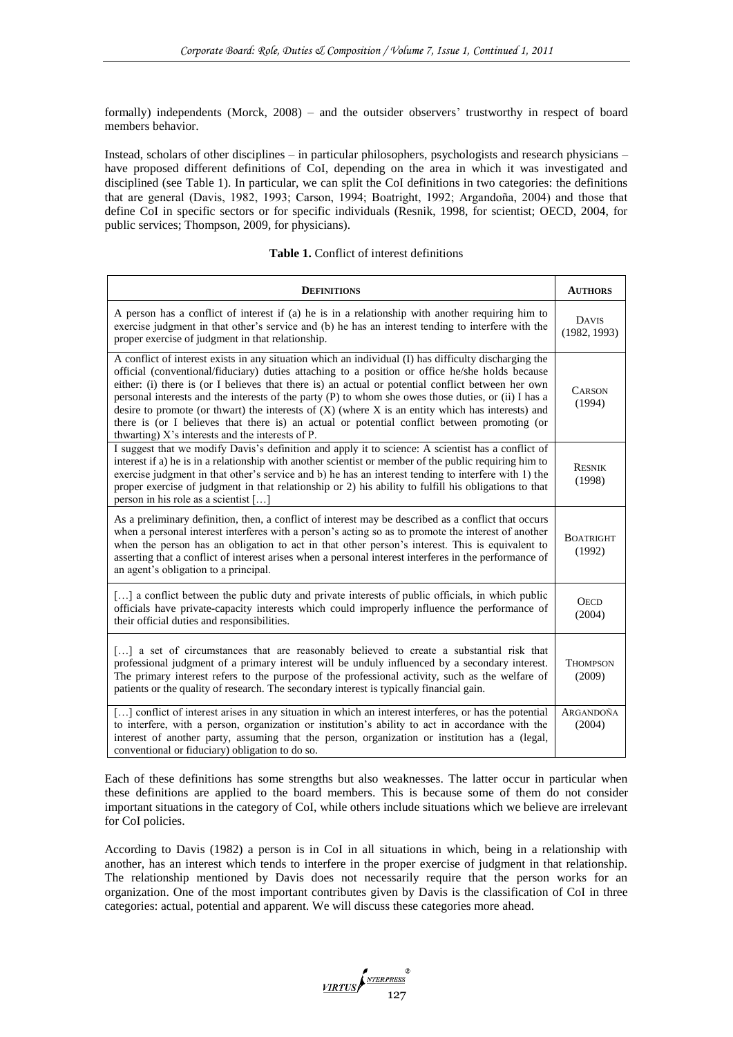formally) independents (Morck, 2008) – and the outsider observers' trustworthy in respect of board members behavior.

Instead, scholars of other disciplines – in particular philosophers, psychologists and research physicians – have proposed different definitions of CoI, depending on the area in which it was investigated and disciplined (see Table 1). In particular, we can split the CoI definitions in two categories: the definitions that are general (Davis, 1982, 1993; Carson, 1994; Boatright, 1992; Argandoña, 2004) and those that define CoI in specific sectors or for specific individuals (Resnik, 1998, for scientist; OECD, 2004, for public services; Thompson, 2009, for physicians).

**Table 1.** Conflict of interest definitions

| **Definitions** | **Authors** |
|---|---|
| A person has a conflict of interest if (a) he is in a relationship with another requiring him to exercise judgment in that other's service and (b) he has an interest tending to interfere with the proper exercise of judgment in that relationship. | Davis (1982, 1993) |
| A conflict of interest exists in any situation which an individual (I) has difficulty discharging the official (conventional/fiduciary) duties attaching to a position or office he/she holds because either: (i) there is (or I believes that there is) an actual or potential conflict between her own personal interests and the interests of the party (P) to whom she owes those duties, or (ii) I has a desire to promote (or thwart) the interests of (X) (where X is an entity which has interests) and there is (or I believes that there is) an actual or potential conflict between promoting (or thwarting) X's interests and the interests of P. | Carson (1994) |
| I suggest that we modify Davis's definition and apply it to science: A scientist has a conflict of interest if a) he is in a relationship with another scientist or member of the public requiring him to exercise judgment in that other's service and b) he has an interest tending to interfere with 1) the proper exercise of judgment in that relationship or 2) his ability to fulfill his obligations to that person in his role as a scientist […] | Resnik (1998) |
| As a preliminary definition, then, a conflict of interest may be described as a conflict that occurs when a personal interest interferes with a person's acting so as to promote the interest of another when the person has an obligation to act in that other person's interest. This is equivalent to asserting that a conflict of interest arises when a personal interest interferes in the performance of an agent's obligation to a principal. | Boatright (1992) |
| […] a conflict between the public duty and private interests of public officials, in which public officials have private-capacity interests which could improperly influence the performance of their official duties and responsibilities. | OECD (2004) |
| […] a set of circumstances that are reasonably believed to create a substantial risk that professional judgment of a primary interest will be unduly influenced by a secondary interest. The primary interest refers to the purpose of the professional activity, such as the welfare of patients or the quality of research. The secondary interest is typically financial gain. | Thompson (2009) |
| […] conflict of interest arises in any situation in which an interest interferes, or has the potential to interfere, with a person, organization or institution's ability to act in accordance with the interest of another party, assuming that the person, organization or institution has a (legal, conventional or fiduciary) obligation to do so. | Argandoña (2004) |

Each of these definitions has some strengths but also weaknesses. The latter occur in particular when these definitions are applied to the board members. This is because some of them do not consider important situations in the category of CoI, while others include situations which we believe are irrelevant for CoI policies.

According to Davis (1982) a person is in CoI in all situations in which, being in a relationship with another, has an interest which tends to interfere in the proper exercise of judgment in that relationship. The relationship mentioned by Davis does not necessarily require that the person works for an organization. One of the most important contributes given by Davis is the classification of CoI in three categories: actual, potential and apparent. We will discuss these categories more ahead.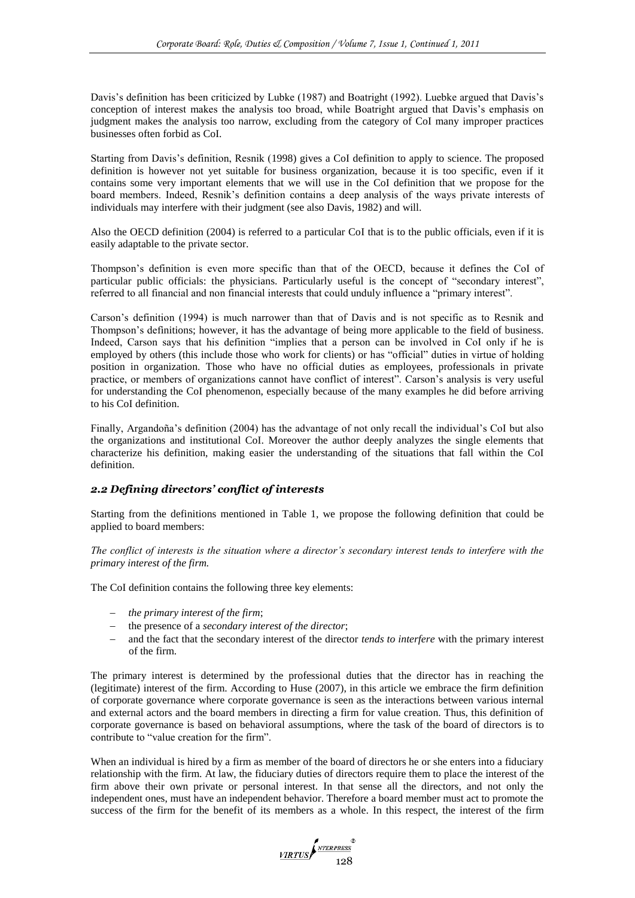Davis's definition has been criticized by Lubke (1987) and Boatright (1992). Luebke argued that Davis's conception of interest makes the analysis too broad, while Boatright argued that Davis's emphasis on judgment makes the analysis too narrow, excluding from the category of CoI many improper practices businesses often forbid as CoI.

Starting from Davis's definition, Resnik (1998) gives a CoI definition to apply to science. The proposed definition is however not yet suitable for business organization, because it is too specific, even if it contains some very important elements that we will use in the CoI definition that we propose for the board members. Indeed, Resnik's definition contains a deep analysis of the ways private interests of individuals may interfere with their judgment (see also Davis, 1982) and will.

Also the OECD definition (2004) is referred to a particular CoI that is to the public officials, even if it is easily adaptable to the private sector.

Thompson's definition is even more specific than that of the OECD, because it defines the CoI of particular public officials: the physicians. Particularly useful is the concept of "secondary interest", referred to all financial and non financial interests that could unduly influence a "primary interest".

Carson's definition (1994) is much narrower than that of Davis and is not specific as to Resnik and Thompson's definitions; however, it has the advantage of being more applicable to the field of business. Indeed, Carson says that his definition "implies that a person can be involved in CoI only if he is employed by others (this include those who work for clients) or has "official" duties in virtue of holding position in organization. Those who have no official duties as employees, professionals in private practice, or members of organizations cannot have conflict of interest". Carson's analysis is very useful for understanding the CoI phenomenon, especially because of the many examples he did before arriving to his CoI definition.

Finally, Argandoña's definition (2004) has the advantage of not only recall the individual's CoI but also the organizations and institutional CoI. Moreover the author deeply analyzes the single elements that characterize his definition, making easier the understanding of the situations that fall within the CoI definition.

## *2.2 Defining directors' conflict of interests*

Starting from the definitions mentioned in Table 1, we propose the following definition that could be applied to board members:

*The conflict of interests is the situation where a director's secondary interest tends to interfere with the primary interest of the firm.*

The CoI definition contains the following three key elements:

- *the primary interest of the firm*;
- the presence of a *secondary interest of the director*;
- and the fact that the secondary interest of the director *tends to interfere* with the primary interest of the firm.

The primary interest is determined by the professional duties that the director has in reaching the (legitimate) interest of the firm. According to Huse (2007), in this article we embrace the firm definition of corporate governance where corporate governance is seen as the interactions between various internal and external actors and the board members in directing a firm for value creation. Thus, this definition of corporate governance is based on behavioral assumptions, where the task of the board of directors is to contribute to "value creation for the firm".

When an individual is hired by a firm as member of the board of directors he or she enters into a fiduciary relationship with the firm. At law, the fiduciary duties of directors require them to place the interest of the firm above their own private or personal interest. In that sense all the directors, and not only the independent ones, must have an independent behavior. Therefore a board member must act to promote the success of the firm for the benefit of its members as a whole. In this respect, the interest of the firm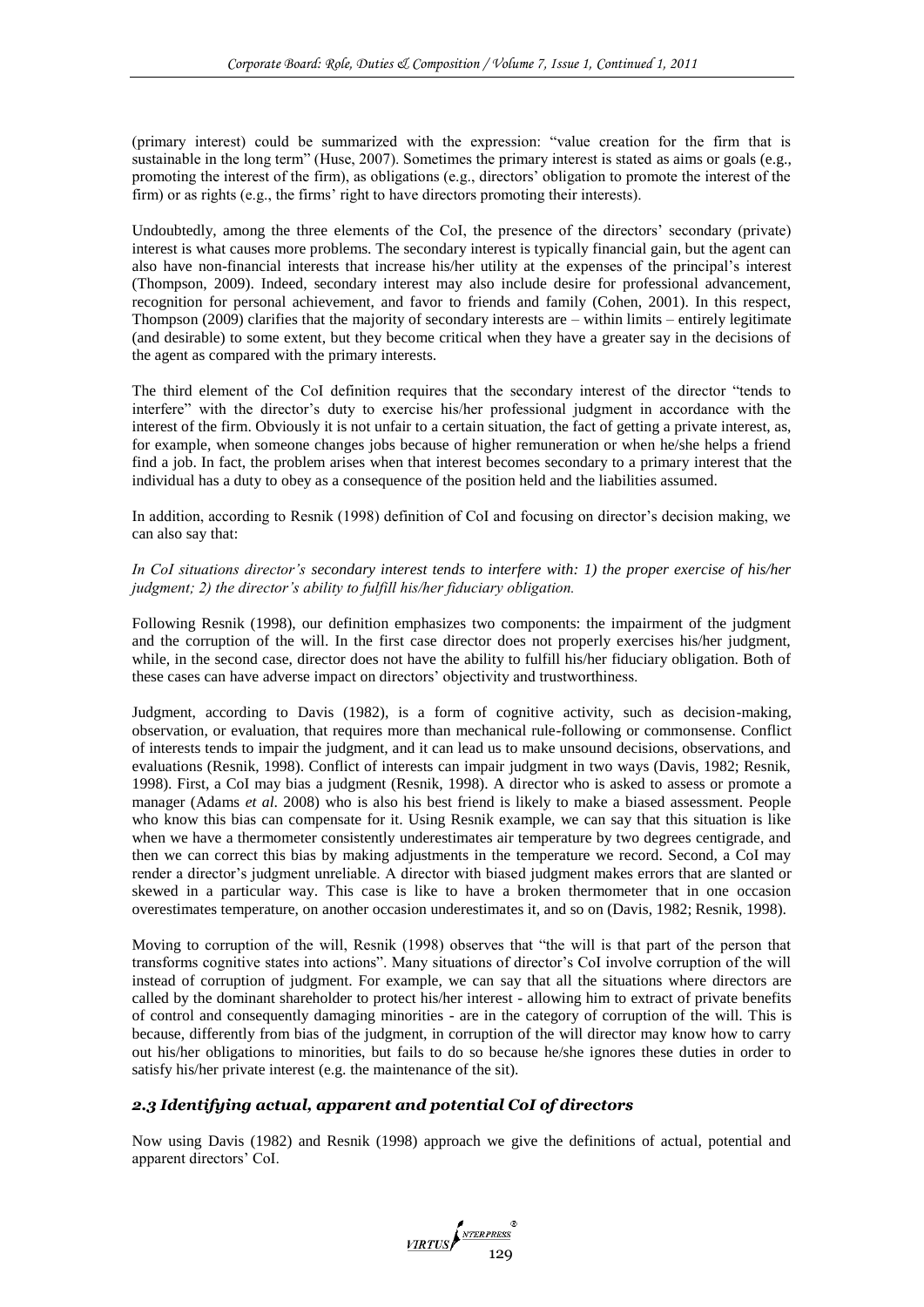(primary interest) could be summarized with the expression: "value creation for the firm that is sustainable in the long term" (Huse, 2007). Sometimes the primary interest is stated as aims or goals (e.g., promoting the interest of the firm), as obligations (e.g., directors' obligation to promote the interest of the firm) or as rights (e.g., the firms' right to have directors promoting their interests).

Undoubtedly, among the three elements of the CoI, the presence of the directors' secondary (private) interest is what causes more problems. The secondary interest is typically financial gain, but the agent can also have non-financial interests that increase his/her utility at the expenses of the principal's interest (Thompson, 2009). Indeed, secondary interest may also include desire for professional advancement, recognition for personal achievement, and favor to friends and family (Cohen, 2001). In this respect, Thompson (2009) clarifies that the majority of secondary interests are – within limits – entirely legitimate (and desirable) to some extent, but they become critical when they have a greater say in the decisions of the agent as compared with the primary interests.

The third element of the CoI definition requires that the secondary interest of the director "tends to interfere" with the director's duty to exercise his/her professional judgment in accordance with the interest of the firm. Obviously it is not unfair to a certain situation, the fact of getting a private interest, as, for example, when someone changes jobs because of higher remuneration or when he/she helps a friend find a job. In fact, the problem arises when that interest becomes secondary to a primary interest that the individual has a duty to obey as a consequence of the position held and the liabilities assumed.

In addition, according to Resnik (1998) definition of CoI and focusing on director's decision making, we can also say that:

*In CoI situations director's secondary interest tends to interfere with: 1) the proper exercise of his/her judgment; 2) the director's ability to fulfill his/her fiduciary obligation.*

Following Resnik (1998), our definition emphasizes two components: the impairment of the judgment and the corruption of the will. In the first case director does not properly exercises his/her judgment, while, in the second case, director does not have the ability to fulfill his/her fiduciary obligation. Both of these cases can have adverse impact on directors' objectivity and trustworthiness.

Judgment, according to Davis (1982), is a form of cognitive activity, such as decision-making, observation, or evaluation, that requires more than mechanical rule-following or commonsense. Conflict of interests tends to impair the judgment, and it can lead us to make unsound decisions, observations, and evaluations (Resnik, 1998). Conflict of interests can impair judgment in two ways (Davis, 1982; Resnik, 1998). First, a CoI may bias a judgment (Resnik, 1998). A director who is asked to assess or promote a manager (Adams *et al.* 2008) who is also his best friend is likely to make a biased assessment. People who know this bias can compensate for it. Using Resnik example, we can say that this situation is like when we have a thermometer consistently underestimates air temperature by two degrees centigrade, and then we can correct this bias by making adjustments in the temperature we record. Second, a CoI may render a director's judgment unreliable. A director with biased judgment makes errors that are slanted or skewed in a particular way. This case is like to have a broken thermometer that in one occasion overestimates temperature, on another occasion underestimates it, and so on (Davis, 1982; Resnik, 1998).

Moving to corruption of the will, Resnik (1998) observes that "the will is that part of the person that transforms cognitive states into actions". Many situations of director's CoI involve corruption of the will instead of corruption of judgment. For example, we can say that all the situations where directors are called by the dominant shareholder to protect his/her interest - allowing him to extract of private benefits of control and consequently damaging minorities - are in the category of corruption of the will. This is because, differently from bias of the judgment, in corruption of the will director may know how to carry out his/her obligations to minorities, but fails to do so because he/she ignores these duties in order to satisfy his/her private interest (e.g. the maintenance of the sit).

### *2.3 Identifying actual, apparent and potential CoI of directors*

Now using Davis (1982) and Resnik (1998) approach we give the definitions of actual, potential and apparent directors' CoI.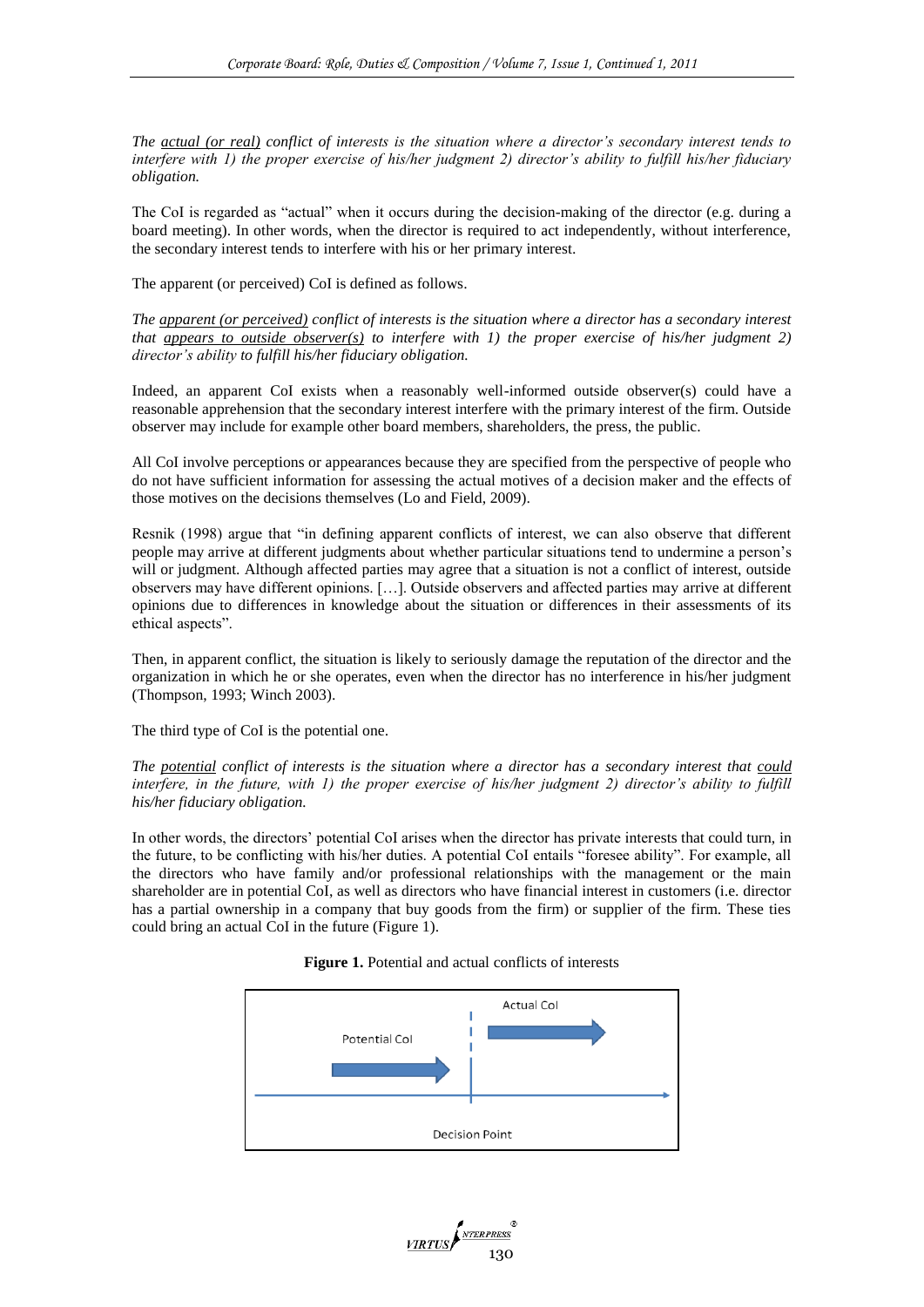*The <u>actual (or real)</u> conflict of interests is the situation where a director's secondary interest tends to interfere with 1) the proper exercise of his/her judgment 2) director's ability to fulfill his/her fiduciary obligation.*

The CoI is regarded as "actual" when it occurs during the decision-making of the director (e.g. during a board meeting). In other words, when the director is required to act independently, without interference, the secondary interest tends to interfere with his or her primary interest.

The apparent (or perceived) CoI is defined as follows.

*The <u>apparent (or perceived)</u> conflict of interests is the situation where a director has a secondary interest that <u>appears to outside observer(s)</u> to interfere with 1) the proper exercise of his/her judgment 2) director's ability to fulfill his/her fiduciary obligation.*

Indeed, an apparent CoI exists when a reasonably well-informed outside observer(s) could have a reasonable apprehension that the secondary interest interfere with the primary interest of the firm. Outside observer may include for example other board members, shareholders, the press, the public.

All CoI involve perceptions or appearances because they are specified from the perspective of people who do not have sufficient information for assessing the actual motives of a decision maker and the effects of those motives on the decisions themselves (Lo and Field, 2009).

Resnik (1998) argue that "in defining apparent conflicts of interest, we can also observe that different people may arrive at different judgments about whether particular situations tend to undermine a person's will or judgment. Although affected parties may agree that a situation is not a conflict of interest, outside observers may have different opinions. […]. Outside observers and affected parties may arrive at different opinions due to differences in knowledge about the situation or differences in their assessments of its ethical aspects".

Then, in apparent conflict, the situation is likely to seriously damage the reputation of the director and the organization in which he or she operates, even when the director has no interference in his/her judgment (Thompson, 1993; Winch 2003).

The third type of CoI is the potential one.

*The <u>potential</u> conflict of interests is the situation where a director has a secondary interest that <u>could</u> interfere, in the future, with 1) the proper exercise of his/her judgment 2) director's ability to fulfill his/her fiduciary obligation.*

In other words, the directors' potential CoI arises when the director has private interests that could turn, in the future, to be conflicting with his/her duties. A potential CoI entails "foresee ability". For example, all the directors who have family and/or professional relationships with the management or the main shareholder are in potential CoI, as well as directors who have financial interest in customers (i.e. director has a partial ownership in a company that buy goods from the firm) or supplier of the firm. These ties could bring an actual CoI in the future (Figure 1).

**Figure 1.** Potential and actual conflicts of interests

Potential CoI | Actual CoI

Decision Point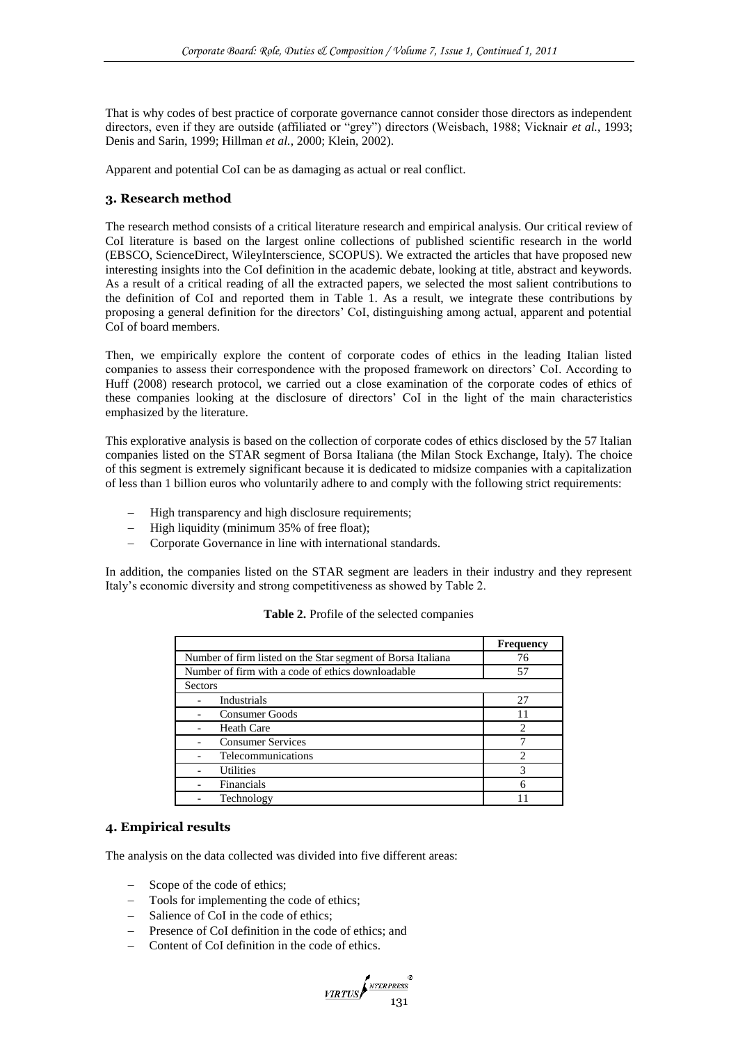That is why codes of best practice of corporate governance cannot consider those directors as independent directors, even if they are outside (affiliated or "grey") directors (Weisbach, 1988; Vicknair *et al.*, 1993; Denis and Sarin, 1999; Hillman *et al.*, 2000; Klein, 2002).

Apparent and potential CoI can be as damaging as actual or real conflict.

## 3. Research method

The research method consists of a critical literature research and empirical analysis. Our critical review of CoI literature is based on the largest online collections of published scientific research in the world (EBSCO, ScienceDirect, WileyInterscience, SCOPUS). We extracted the articles that have proposed new interesting insights into the CoI definition in the academic debate, looking at title, abstract and keywords. As a result of a critical reading of all the extracted papers, we selected the most salient contributions to the definition of CoI and reported them in Table 1. As a result, we integrate these contributions by proposing a general definition for the directors' CoI, distinguishing among actual, apparent and potential CoI of board members.

Then, we empirically explore the content of corporate codes of ethics in the leading Italian listed companies to assess their correspondence with the proposed framework on directors' CoI. According to Huff (2008) research protocol, we carried out a close examination of the corporate codes of ethics of these companies looking at the disclosure of directors' CoI in the light of the main characteristics emphasized by the literature.

This explorative analysis is based on the collection of corporate codes of ethics disclosed by the 57 Italian companies listed on the STAR segment of Borsa Italiana (the Milan Stock Exchange, Italy). The choice of this segment is extremely significant because it is dedicated to midsize companies with a capitalization of less than 1 billion euros who voluntarily adhere to and comply with the following strict requirements:

- High transparency and high disclosure requirements;
- High liquidity (minimum 35% of free float);
- Corporate Governance in line with international standards.

In addition, the companies listed on the STAR segment are leaders in their industry and they represent Italy's economic diversity and strong competitiveness as showed by Table 2.

**Table 2.** Profile of the selected companies

| | **Frequency** |
|---|---|
| Number of firm listed on the Star segment of Borsa Italiana | 76 |
| Number of firm with a code of ethics downloadable | 57 |
| Sectors | |
| - Industrials | 27 |
| - Consumer Goods | 11 |
| - Heath Care | 2 |
| - Consumer Services | 7 |
| - Telecommunications | 2 |
| - Utilities | 3 |
| - Financials | 6 |
| - Technology | 11 |

## 4. Empirical results

The analysis on the data collected was divided into five different areas:

- Scope of the code of ethics;
- Tools for implementing the code of ethics;
- Salience of CoI in the code of ethics;
- Presence of CoI definition in the code of ethics; and
- Content of CoI definition in the code of ethics.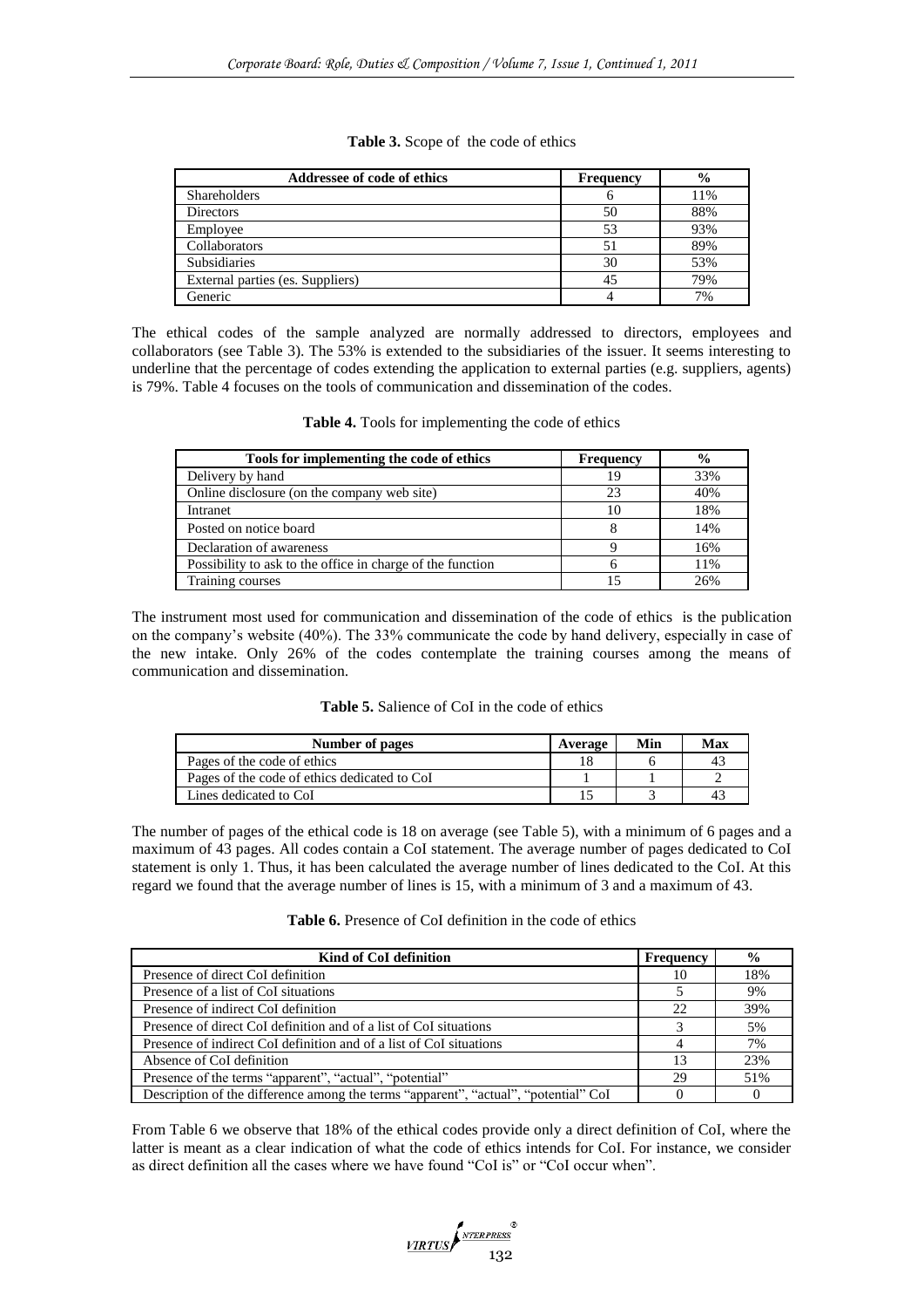**Table 3.** Scope of the code of ethics

| Addressee of code of ethics | Frequency | % |
|---|---|---|
| Shareholders | 6 | 11% |
| Directors | 50 | 88% |
| Employee | 53 | 93% |
| Collaborators | 51 | 89% |
| Subsidiaries | 30 | 53% |
| External parties (es. Suppliers) | 45 | 79% |
| Generic | 4 | 7% |

The ethical codes of the sample analyzed are normally addressed to directors, employees and collaborators (see Table 3). The 53% is extended to the subsidiaries of the issuer. It seems interesting to underline that the percentage of codes extending the application to external parties (e.g. suppliers, agents) is 79%. Table 4 focuses on the tools of communication and dissemination of the codes.

**Table 4.** Tools for implementing the code of ethics

| Tools for implementing the code of ethics | Frequency | % |
|---|---|---|
| Delivery by hand | 19 | 33% |
| Online disclosure (on the company web site) | 23 | 40% |
| Intranet | 10 | 18% |
| Posted on notice board | 8 | 14% |
| Declaration of awareness | 9 | 16% |
| Possibility to ask to the office in charge of the function | 6 | 11% |
| Training courses | 15 | 26% |

The instrument most used for communication and dissemination of the code of ethics is the publication on the company's website (40%). The 33% communicate the code by hand delivery, especially in case of the new intake. Only 26% of the codes contemplate the training courses among the means of communication and dissemination.

**Table 5.** Salience of CoI in the code of ethics

| Number of pages | Average | Min | Max |
|---|---|---|---|
| Pages of the code of ethics | 18 | 6 | 43 |
| Pages of the code of ethics dedicated to CoI | 1 | 1 | 2 |
| Lines dedicated to CoI | 15 | 3 | 43 |

The number of pages of the ethical code is 18 on average (see Table 5), with a minimum of 6 pages and a maximum of 43 pages. All codes contain a CoI statement. The average number of pages dedicated to CoI statement is only 1. Thus, it has been calculated the average number of lines dedicated to the CoI. At this regard we found that the average number of lines is 15, with a minimum of 3 and a maximum of 43.

**Table 6.** Presence of CoI definition in the code of ethics

| Kind of CoI definition | Frequency | % |
|---|---|---|
| Presence of direct CoI definition | 10 | 18% |
| Presence of a list of CoI situations | 5 | 9% |
| Presence of indirect CoI definition | 22 | 39% |
| Presence of direct CoI definition and of a list of CoI situations | 3 | 5% |
| Presence of indirect CoI definition and of a list of CoI situations | 4 | 7% |
| Absence of CoI definition | 13 | 23% |
| Presence of the terms "apparent", "actual", "potential" | 29 | 51% |
| Description of the difference among the terms "apparent", "actual", "potential" CoI | 0 | 0 |

From Table 6 we observe that 18% of the ethical codes provide only a direct definition of CoI, where the latter is meant as a clear indication of what the code of ethics intends for CoI. For instance, we consider as direct definition all the cases where we have found "CoI is" or "CoI occur when".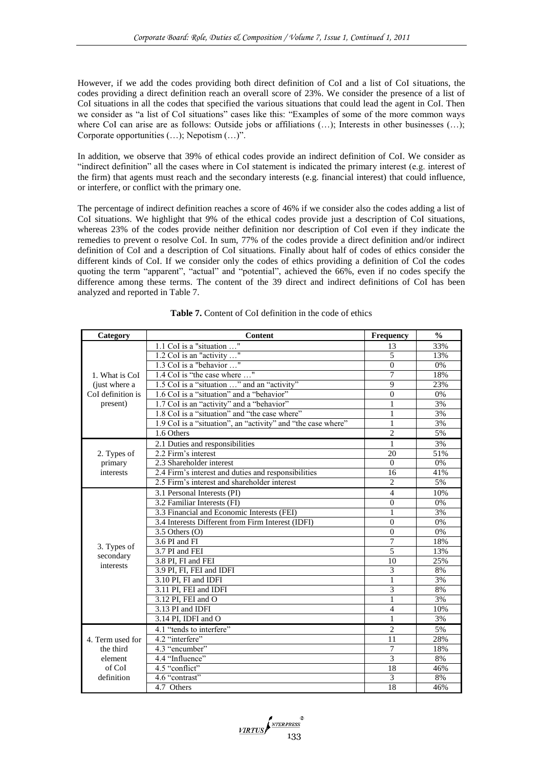However, if we add the codes providing both direct definition of CoI and a list of CoI situations, the codes providing a direct definition reach an overall score of 23%. We consider the presence of a list of CoI situations in all the codes that specified the various situations that could lead the agent in CoI. Then we consider as "a list of CoI situations" cases like this: "Examples of some of the more common ways where CoI can arise are as follows: Outside jobs or affiliations (…); Interests in other businesses (…); Corporate opportunities (…); Nepotism (…)".

In addition, we observe that 39% of ethical codes provide an indirect definition of CoI. We consider as "indirect definition" all the cases where in CoI statement is indicated the primary interest (e.g. interest of the firm) that agents must reach and the secondary interests (e.g. financial interest) that could influence, or interfere, or conflict with the primary one.

The percentage of indirect definition reaches a score of 46% if we consider also the codes adding a list of CoI situations. We highlight that 9% of the ethical codes provide just a description of CoI situations, whereas 23% of the codes provide neither definition nor description of CoI even if they indicate the remedies to prevent o resolve CoI. In sum, 77% of the codes provide a direct definition and/or indirect definition of CoI and a description of CoI situations. Finally about half of codes of ethics consider the different kinds of CoI. If we consider only the codes of ethics providing a definition of CoI the codes quoting the term "apparent", "actual" and "potential", achieved the 66%, even if no codes specify the difference among these terms. The content of the 39 direct and indirect definitions of CoI has been analyzed and reported in Table 7.

**Table 7.** Content of CoI definition in the code of ethics

| Category | Content | Frequency | % |
|---|---|---|---|
| 1. What is CoI (just where a CoI definition is present) | 1.1 CoI is a "situation …" | 13 | 33% |
| | 1.2 CoI is an "activity …" | 5 | 13% |
| | 1.3 CoI is a "behavior …" | 0 | 0% |
| | 1.4 CoI is "the case where …" | 7 | 18% |
| | 1.5 CoI is a "situation …" and an "activity" | 9 | 23% |
| | 1.6 CoI is a "situation" and a "behavior" | 0 | 0% |
| | 1.7 CoI is an "activity" and a "behavior" | 1 | 3% |
| | 1.8 CoI is a "situation" and "the case where" | 1 | 3% |
| | 1.9 CoI is a "situation", an "activity" and "the case where" | 1 | 3% |
| | 1.6 Others | 2 | 5% |
| 2. Types of primary interests | 2.1 Duties and responsibilities | 1 | 3% |
| | 2.2 Firm's interest | 20 | 51% |
| | 2.3 Shareholder interest | 0 | 0% |
| | 2.4 Firm's interest and duties and responsibilities | 16 | 41% |
| | 2.5 Firm's interest and shareholder interest | 2 | 5% |
| 3. Types of secondary interests | 3.1 Personal Interests (PI) | 4 | 10% |
| | 3.2 Familiar Interests (FI) | 0 | 0% |
| | 3.3 Financial and Economic Interests (FEI) | 1 | 3% |
| | 3.4 Interests Different from Firm Interest (IDFI) | 0 | 0% |
| | 3.5 Others (O) | 0 | 0% |
| | 3.6 PI and FI | 7 | 18% |
| | 3.7 PI and FEI | 5 | 13% |
| | 3.8 PI, FI and FEI | 10 | 25% |
| | 3.9 PI, FI, FEI and IDFI | 3 | 8% |
| | 3.10 PI, FI and IDFI | 1 | 3% |
| | 3.11 PI, FEI and IDFI | 3 | 8% |
| | 3.12 PI, FEI and O | 1 | 3% |
| | 3.13 PI and IDFI | 4 | 10% |
| | 3.14 PI, IDFI and O | 1 | 3% |
| 4. Term used for the third element of CoI definition | 4.1 "tends to interfere" | 2 | 5% |
| | 4.2 "interfere" | 11 | 28% |
| | 4.3 "encumber" | 7 | 18% |
| | 4.4 "Influence" | 3 | 8% |
| | 4.5 "conflict" | 18 | 46% |
| | 4.6 "contrast" | 3 | 8% |
| | 4.7 Others | 18 | 46% |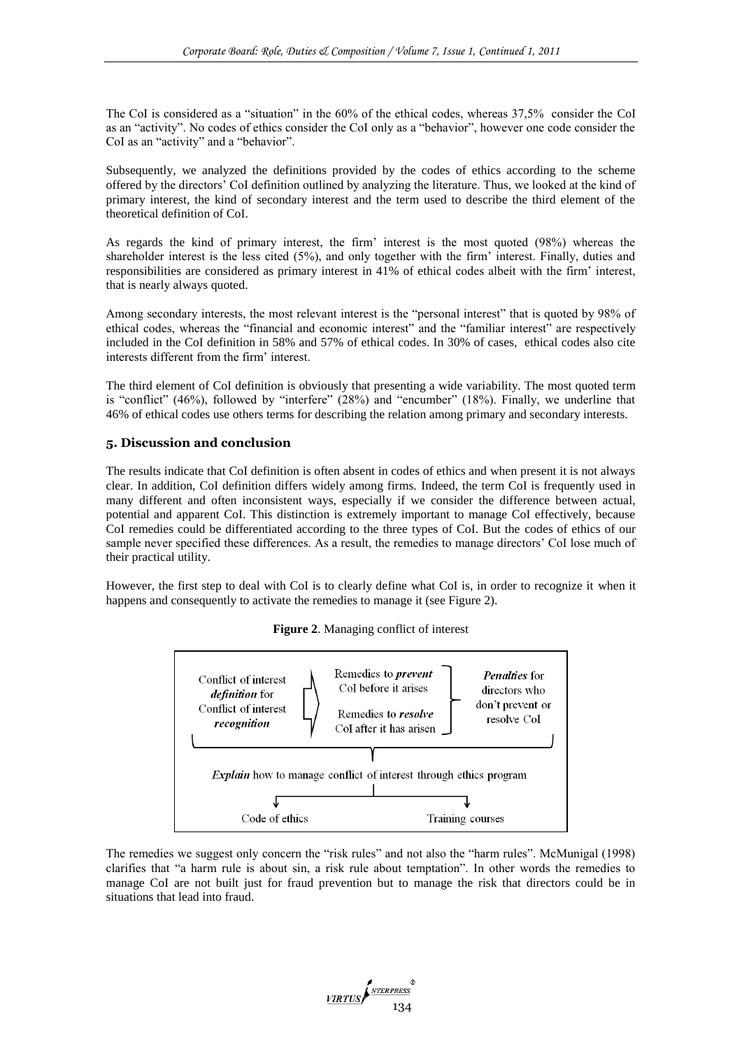The CoI is considered as a "situation" in the 60% of the ethical codes, whereas 37,5% consider the CoI as an "activity". No codes of ethics consider the CoI only as a "behavior", however one code consider the CoI as an "activity" and a "behavior".

Subsequently, we analyzed the definitions provided by the codes of ethics according to the scheme offered by the directors' CoI definition outlined by analyzing the literature. Thus, we looked at the kind of primary interest, the kind of secondary interest and the term used to describe the third element of the theoretical definition of CoI.

As regards the kind of primary interest, the firm' interest is the most quoted (98%) whereas the shareholder interest is the less cited (5%), and only together with the firm' interest. Finally, duties and responsibilities are considered as primary interest in 41% of ethical codes albeit with the firm' interest, that is nearly always quoted.

Among secondary interests, the most relevant interest is the "personal interest" that is quoted by 98% of ethical codes, whereas the "financial and economic interest" and the "familiar interest" are respectively included in the CoI definition in 58% and 57% of ethical codes. In 30% of cases, ethical codes also cite interests different from the firm' interest.

The third element of CoI definition is obviously that presenting a wide variability. The most quoted term is "conflict" (46%), followed by "interfere" (28%) and "encumber" (18%). Finally, we underline that 46% of ethical codes use others terms for describing the relation among primary and secondary interests.

## 5. Discussion and conclusion

The results indicate that CoI definition is often absent in codes of ethics and when present it is not always clear. In addition, CoI definition differs widely among firms. Indeed, the term CoI is frequently used in many different and often inconsistent ways, especially if we consider the difference between actual, potential and apparent CoI. This distinction is extremely important to manage CoI effectively, because CoI remedies could be differentiated according to the three types of CoI. But the codes of ethics of our sample never specified these differences. As a result, the remedies to manage directors' CoI lose much of their practical utility.

However, the first step to deal with CoI is to clearly define what CoI is, in order to recognize it when it happens and consequently to activate the remedies to manage it (see Figure 2).

**Figure 2**. Managing conflict of interest

Conflict of interest *definition* for Conflict of interest *recognition* → Remedies to *prevent* CoI before it arises / Remedies to *resolve* CoI after it has arisen → *Penalties* for directors who don't prevent or resolve CoI

*Explain* how to manage conflict of interest through ethics program → Code of ethics; Training courses

The remedies we suggest only concern the "risk rules" and not also the "harm rules". McMunigal (1998) clarifies that "a harm rule is about sin, a risk rule about temptation". In other words the remedies to manage CoI are not built just for fraud prevention but to manage the risk that directors could be in situations that lead into fraud.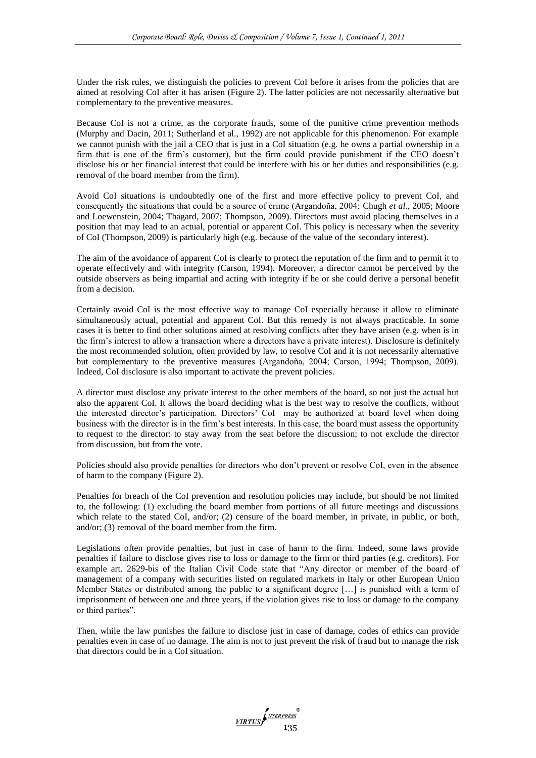Under the risk rules, we distinguish the policies to prevent CoI before it arises from the policies that are aimed at resolving CoI after it has arisen (Figure 2). The latter policies are not necessarily alternative but complementary to the preventive measures.

Because CoI is not a crime, as the corporate frauds, some of the punitive crime prevention methods (Murphy and Dacin, 2011; Sutherland et al., 1992) are not applicable for this phenomenon. For example we cannot punish with the jail a CEO that is just in a CoI situation (e.g. he owns a partial ownership in a firm that is one of the firm's customer), but the firm could provide punishment if the CEO doesn't disclose his or her financial interest that could be interfere with his or her duties and responsibilities (e.g. removal of the board member from the firm).

Avoid CoI situations is undoubtedly one of the first and more effective policy to prevent CoI, and consequently the situations that could be a source of crime (Argandoña, 2004; Chugh *et al.*, 2005; Moore and Loewenstein, 2004; Thagard, 2007; Thompson, 2009). Directors must avoid placing themselves in a position that may lead to an actual, potential or apparent CoI. This policy is necessary when the severity of CoI (Thompson, 2009) is particularly high (e.g. because of the value of the secondary interest).

The aim of the avoidance of apparent CoI is clearly to protect the reputation of the firm and to permit it to operate effectively and with integrity (Carson, 1994). Moreover, a director cannot be perceived by the outside observers as being impartial and acting with integrity if he or she could derive a personal benefit from a decision.

Certainly avoid CoI is the most effective way to manage CoI especially because it allow to eliminate simultaneously actual, potential and apparent CoI. But this remedy is not always practicable. In some cases it is better to find other solutions aimed at resolving conflicts after they have arisen (e.g. when is in the firm's interest to allow a transaction where a directors have a private interest). Disclosure is definitely the most recommended solution, often provided by law, to resolve CoI and it is not necessarily alternative but complementary to the preventive measures (Argandoña, 2004; Carson, 1994; Thompson, 2009). Indeed, CoI disclosure is also important to activate the prevent policies.

A director must disclose any private interest to the other members of the board, so not just the actual but also the apparent CoI. It allows the board deciding what is the best way to resolve the conflicts, without the interested director's participation. Directors' CoI may be authorized at board level when doing business with the director is in the firm's best interests. In this case, the board must assess the opportunity to request to the director: to stay away from the seat before the discussion; to not exclude the director from discussion, but from the vote.

Policies should also provide penalties for directors who don't prevent or resolve CoI, even in the absence of harm to the company (Figure 2).

Penalties for breach of the CoI prevention and resolution policies may include, but should be not limited to, the following: (1) excluding the board member from portions of all future meetings and discussions which relate to the stated CoI, and/or; (2) censure of the board member, in private, in public, or both, and/or; (3) removal of the board member from the firm.

Legislations often provide penalties, but just in case of harm to the firm. Indeed, some laws provide penalties if failure to disclose gives rise to loss or damage to the firm or third parties (e.g. creditors). For example art. 2629-bis of the Italian Civil Code state that "Any director or member of the board of management of a company with securities listed on regulated markets in Italy or other European Union Member States or distributed among the public to a significant degree […] is punished with a term of imprisonment of between one and three years, if the violation gives rise to loss or damage to the company or third parties".

Then, while the law punishes the failure to disclose just in case of damage, codes of ethics can provide penalties even in case of no damage. The aim is not to just prevent the risk of fraud but to manage the risk that directors could be in a CoI situation.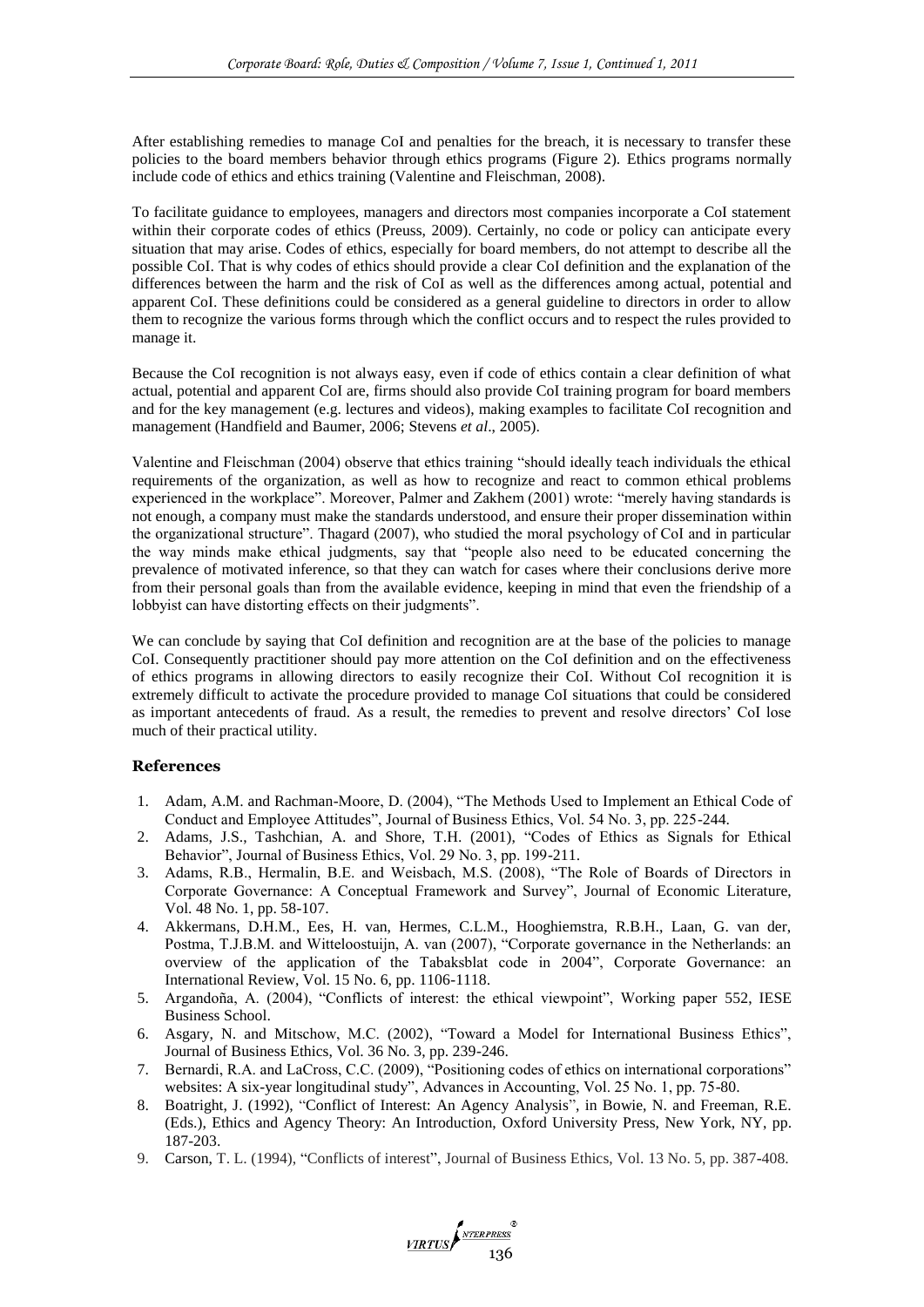After establishing remedies to manage CoI and penalties for the breach, it is necessary to transfer these policies to the board members behavior through ethics programs (Figure 2). Ethics programs normally include code of ethics and ethics training (Valentine and Fleischman, 2008).

To facilitate guidance to employees, managers and directors most companies incorporate a CoI statement within their corporate codes of ethics (Preuss, 2009). Certainly, no code or policy can anticipate every situation that may arise. Codes of ethics, especially for board members, do not attempt to describe all the possible CoI. That is why codes of ethics should provide a clear CoI definition and the explanation of the differences between the harm and the risk of CoI as well as the differences among actual, potential and apparent CoI. These definitions could be considered as a general guideline to directors in order to allow them to recognize the various forms through which the conflict occurs and to respect the rules provided to manage it.

Because the CoI recognition is not always easy, even if code of ethics contain a clear definition of what actual, potential and apparent CoI are, firms should also provide CoI training program for board members and for the key management (e.g. lectures and videos), making examples to facilitate CoI recognition and management (Handfield and Baumer, 2006; Stevens *et al*., 2005).

Valentine and Fleischman (2004) observe that ethics training "should ideally teach individuals the ethical requirements of the organization, as well as how to recognize and react to common ethical problems experienced in the workplace". Moreover, Palmer and Zakhem (2001) wrote: "merely having standards is not enough, a company must make the standards understood, and ensure their proper dissemination within the organizational structure". Thagard (2007), who studied the moral psychology of CoI and in particular the way minds make ethical judgments, say that "people also need to be educated concerning the prevalence of motivated inference, so that they can watch for cases where their conclusions derive more from their personal goals than from the available evidence, keeping in mind that even the friendship of a lobbyist can have distorting effects on their judgments".

We can conclude by saying that CoI definition and recognition are at the base of the policies to manage CoI. Consequently practitioner should pay more attention on the CoI definition and on the effectiveness of ethics programs in allowing directors to easily recognize their CoI. Without CoI recognition it is extremely difficult to activate the procedure provided to manage CoI situations that could be considered as important antecedents of fraud. As a result, the remedies to prevent and resolve directors' CoI lose much of their practical utility.

## References

1. Adam, A.M. and Rachman-Moore, D. (2004), "The Methods Used to Implement an Ethical Code of Conduct and Employee Attitudes", Journal of Business Ethics, Vol. 54 No. 3, pp. 225-244.
2. Adams, J.S., Tashchian, A. and Shore, T.H. (2001), "Codes of Ethics as Signals for Ethical Behavior", Journal of Business Ethics, Vol. 29 No. 3, pp. 199-211.
3. Adams, R.B., Hermalin, B.E. and Weisbach, M.S. (2008), "The Role of Boards of Directors in Corporate Governance: A Conceptual Framework and Survey", Journal of Economic Literature, Vol. 48 No. 1, pp. 58-107.
4. Akkermans, D.H.M., Ees, H. van, Hermes, C.L.M., Hooghiemstra, R.B.H., Laan, G. van der, Postma, T.J.B.M. and Witteloostuijn, A. van (2007), "Corporate governance in the Netherlands: an overview of the application of the Tabaksblat code in 2004", Corporate Governance: an International Review, Vol. 15 No. 6, pp. 1106-1118.
5. Argandoña, A. (2004), "Conflicts of interest: the ethical viewpoint", Working paper 552, IESE Business School.
6. Asgary, N. and Mitschow, M.C. (2002), "Toward a Model for International Business Ethics", Journal of Business Ethics, Vol. 36 No. 3, pp. 239-246.
7. Bernardi, R.A. and LaCross, C.C. (2009), "Positioning codes of ethics on international corporations" websites: A six-year longitudinal study", Advances in Accounting, Vol. 25 No. 1, pp. 75-80.
8. Boatright, J. (1992), "Conflict of Interest: An Agency Analysis", in Bowie, N. and Freeman, R.E. (Eds.), Ethics and Agency Theory: An Introduction, Oxford University Press, New York, NY, pp. 187-203.
9. Carson, T. L. (1994), "Conflicts of interest", Journal of Business Ethics, Vol. 13 No. 5, pp. 387-408.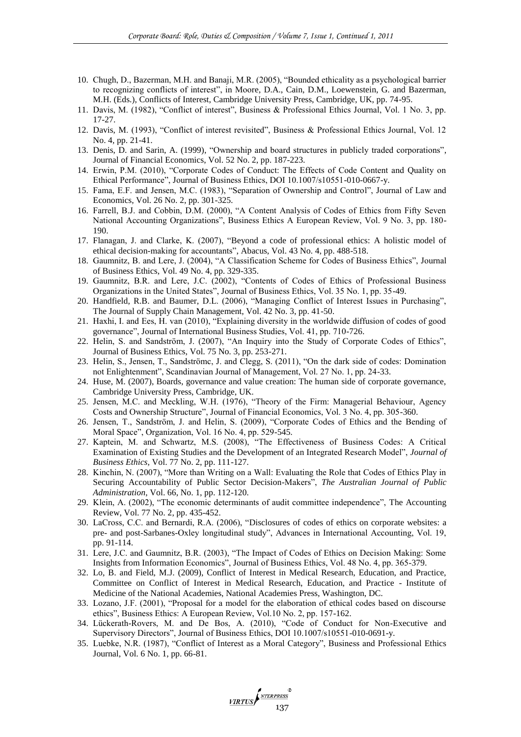10. Chugh, D., Bazerman, M.H. and Banaji, M.R. (2005), "Bounded ethicality as a psychological barrier to recognizing conflicts of interest", in Moore, D.A., Cain, D.M., Loewenstein, G. and Bazerman, M.H. (Eds.), Conflicts of Interest, Cambridge University Press, Cambridge, UK, pp. 74-95.
11. Davis, M. (1982), "Conflict of interest", Business & Professional Ethics Journal, Vol. 1 No. 3, pp. 17-27.
12. Davis, M. (1993), "Conflict of interest revisited", Business & Professional Ethics Journal, Vol. 12 No. 4, pp. 21-41.
13. Denis, D. and Sarin, A. (1999), "Ownership and board structures in publicly traded corporations", Journal of Financial Economics, Vol. 52 No. 2, pp. 187-223.
14. Erwin, P.M. (2010), "Corporate Codes of Conduct: The Effects of Code Content and Quality on Ethical Performance", Journal of Business Ethics, DOI 10.1007/s10551-010-0667-y.
15. Fama, E.F. and Jensen, M.C. (1983), "Separation of Ownership and Control", Journal of Law and Economics, Vol. 26 No. 2, pp. 301-325.
16. Farrell, B.J. and Cobbin, D.M. (2000), "A Content Analysis of Codes of Ethics from Fifty Seven National Accounting Organizations", Business Ethics A European Review, Vol. 9 No. 3, pp. 180-190.
17. Flanagan, J. and Clarke, K. (2007), "Beyond a code of professional ethics: A holistic model of ethical decision-making for accountants", Abacus, Vol. 43 No. 4, pp. 488-518.
18. Gaumnitz, B. and Lere, J. (2004), "A Classification Scheme for Codes of Business Ethics", Journal of Business Ethics, Vol. 49 No. 4, pp. 329-335.
19. Gaumnitz, B.R. and Lere, J.C. (2002), "Contents of Codes of Ethics of Professional Business Organizations in the United States", Journal of Business Ethics, Vol. 35 No. 1, pp. 35-49.
20. Handfield, R.B. and Baumer, D.L. (2006), "Managing Conflict of Interest Issues in Purchasing", The Journal of Supply Chain Management, Vol. 42 No. 3, pp. 41-50.
21. Haxhi, I. and Ees, H. van (2010), "Explaining diversity in the worldwide diffusion of codes of good governance", Journal of International Business Studies, Vol. 41, pp. 710-726.
22. Helin, S. and Sandström, J. (2007), "An Inquiry into the Study of Corporate Codes of Ethics", Journal of Business Ethics, Vol. 75 No. 3, pp. 253-271.
23. Helin, S., Jensen, T., Sandströmc, J. and Clegg, S. (2011), "On the dark side of codes: Domination not Enlightenment", Scandinavian Journal of Management, Vol. 27 No. 1, pp. 24-33.
24. Huse, M. (2007), Boards, governance and value creation: The human side of corporate governance, Cambridge University Press, Cambridge, UK.
25. Jensen, M.C. and Meckling, W.H. (1976), "Theory of the Firm: Managerial Behaviour, Agency Costs and Ownership Structure", Journal of Financial Economics, Vol. 3 No. 4, pp. 305-360.
26. Jensen, T., Sandström, J. and Helin, S. (2009), "Corporate Codes of Ethics and the Bending of Moral Space", Organization, Vol. 16 No. 4, pp. 529-545.
27. Kaptein, M. and Schwartz, M.S. (2008), "The Effectiveness of Business Codes: A Critical Examination of Existing Studies and the Development of an Integrated Research Model", *Journal of Business Ethics*, Vol. 77 No. 2, pp. 111-127.
28. Kinchin, N. (2007), "More than Writing on a Wall: Evaluating the Role that Codes of Ethics Play in Securing Accountability of Public Sector Decision-Makers", *The Australian Journal of Public Administration*, Vol. 66, No. 1, pp. 112-120.
29. Klein, A. (2002), "The economic determinants of audit committee independence", The Accounting Review, Vol. 77 No. 2, pp. 435-452.
30. LaCross, C.C. and Bernardi, R.A. (2006), "Disclosures of codes of ethics on corporate websites: a pre- and post-Sarbanes-Oxley longitudinal study", Advances in International Accounting, Vol. 19, pp. 91-114.
31. Lere, J.C. and Gaumnitz, B.R. (2003), "The Impact of Codes of Ethics on Decision Making: Some Insights from Information Economics", Journal of Business Ethics, Vol. 48 No. 4, pp. 365-379.
32. Lo, B. and Field, M.J. (2009), Conflict of Interest in Medical Research, Education, and Practice, Committee on Conflict of Interest in Medical Research, Education, and Practice - Institute of Medicine of the National Academies, National Academies Press, Washington, DC.
33. Lozano, J.F. (2001), "Proposal for a model for the elaboration of ethical codes based on discourse ethics", Business Ethics: A European Review, Vol.10 No. 2, pp. 157-162.
34. Lückerath-Rovers, M. and De Bos, A. (2010), "Code of Conduct for Non-Executive and Supervisory Directors", Journal of Business Ethics, DOI 10.1007/s10551-010-0691-y.
35. Luebke, N.R. (1987), "Conflict of Interest as a Moral Category", Business and Professional Ethics Journal, Vol. 6 No. 1, pp. 66-81.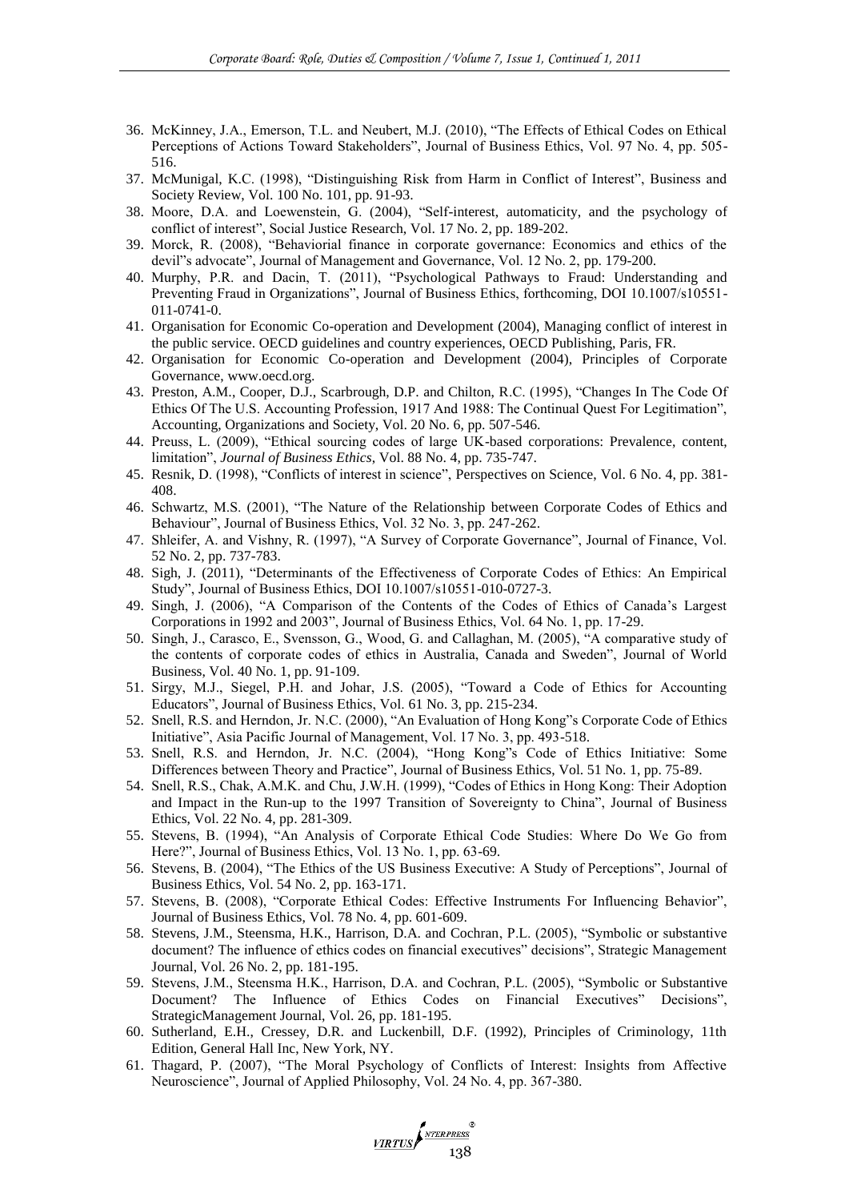36. McKinney, J.A., Emerson, T.L. and Neubert, M.J. (2010), "The Effects of Ethical Codes on Ethical Perceptions of Actions Toward Stakeholders", Journal of Business Ethics, Vol. 97 No. 4, pp. 505-516.
37. McMunigal, K.C. (1998), "Distinguishing Risk from Harm in Conflict of Interest", Business and Society Review, Vol. 100 No. 101, pp. 91-93.
38. Moore, D.A. and Loewenstein, G. (2004), "Self-interest, automaticity, and the psychology of conflict of interest", Social Justice Research, Vol. 17 No. 2, pp. 189-202.
39. Morck, R. (2008), "Behaviorial finance in corporate governance: Economics and ethics of the devil"s advocate", Journal of Management and Governance, Vol. 12 No. 2, pp. 179-200.
40. Murphy, P.R. and Dacin, T. (2011), "Psychological Pathways to Fraud: Understanding and Preventing Fraud in Organizations", Journal of Business Ethics, forthcoming, DOI 10.1007/s10551-011-0741-0.
41. Organisation for Economic Co-operation and Development (2004), Managing conflict of interest in the public service. OECD guidelines and country experiences, OECD Publishing, Paris, FR.
42. Organisation for Economic Co-operation and Development (2004), Principles of Corporate Governance, www.oecd.org.
43. Preston, A.M., Cooper, D.J., Scarbrough, D.P. and Chilton, R.C. (1995), "Changes In The Code Of Ethics Of The U.S. Accounting Profession, 1917 And 1988: The Continual Quest For Legitimation", Accounting, Organizations and Society, Vol. 20 No. 6, pp. 507-546.
44. Preuss, L. (2009), "Ethical sourcing codes of large UK-based corporations: Prevalence, content, limitation", *Journal of Business Ethics*, Vol. 88 No. 4, pp. 735-747.
45. Resnik, D. (1998), "Conflicts of interest in science", Perspectives on Science, Vol. 6 No. 4, pp. 381-408.
46. Schwartz, M.S. (2001), "The Nature of the Relationship between Corporate Codes of Ethics and Behaviour", Journal of Business Ethics, Vol. 32 No. 3, pp. 247-262.
47. Shleifer, A. and Vishny, R. (1997), "A Survey of Corporate Governance", Journal of Finance, Vol. 52 No. 2, pp. 737-783.
48. Sigh, J. (2011), "Determinants of the Effectiveness of Corporate Codes of Ethics: An Empirical Study", Journal of Business Ethics, DOI 10.1007/s10551-010-0727-3.
49. Singh, J. (2006), "A Comparison of the Contents of the Codes of Ethics of Canada's Largest Corporations in 1992 and 2003", Journal of Business Ethics, Vol. 64 No. 1, pp. 17-29.
50. Singh, J., Carasco, E., Svensson, G., Wood, G. and Callaghan, M. (2005), "A comparative study of the contents of corporate codes of ethics in Australia, Canada and Sweden", Journal of World Business, Vol. 40 No. 1, pp. 91-109.
51. Sirgy, M.J., Siegel, P.H. and Johar, J.S. (2005), "Toward a Code of Ethics for Accounting Educators", Journal of Business Ethics, Vol. 61 No. 3, pp. 215-234.
52. Snell, R.S. and Herndon, Jr. N.C. (2000), "An Evaluation of Hong Kong"s Corporate Code of Ethics Initiative", Asia Pacific Journal of Management, Vol. 17 No. 3, pp. 493-518.
53. Snell, R.S. and Herndon, Jr. N.C. (2004), "Hong Kong"s Code of Ethics Initiative: Some Differences between Theory and Practice", Journal of Business Ethics, Vol. 51 No. 1, pp. 75-89.
54. Snell, R.S., Chak, A.M.K. and Chu, J.W.H. (1999), "Codes of Ethics in Hong Kong: Their Adoption and Impact in the Run-up to the 1997 Transition of Sovereignty to China", Journal of Business Ethics, Vol. 22 No. 4, pp. 281-309.
55. Stevens, B. (1994), "An Analysis of Corporate Ethical Code Studies: Where Do We Go from Here?", Journal of Business Ethics, Vol. 13 No. 1, pp. 63-69.
56. Stevens, B. (2004), "The Ethics of the US Business Executive: A Study of Perceptions", Journal of Business Ethics, Vol. 54 No. 2, pp. 163-171.
57. Stevens, B. (2008), "Corporate Ethical Codes: Effective Instruments For Influencing Behavior", Journal of Business Ethics, Vol. 78 No. 4, pp. 601-609.
58. Stevens, J.M., Steensma, H.K., Harrison, D.A. and Cochran, P.L. (2005), "Symbolic or substantive document? The influence of ethics codes on financial executives" decisions", Strategic Management Journal, Vol. 26 No. 2, pp. 181-195.
59. Stevens, J.M., Steensma H.K., Harrison, D.A. and Cochran, P.L. (2005), "Symbolic or Substantive Document? The Influence of Ethics Codes on Financial Executives" Decisions", StrategicManagement Journal, Vol. 26 No. 2, pp. 181-195.
60. Sutherland, E.H., Cressey, D.R. and Luckenbill, D.F. (1992), Principles of Criminology, 11th Edition, General Hall Inc, New York, NY.
61. Thagard, P. (2007), "The Moral Psychology of Conflicts of Interest: Insights from Affective Neuroscience", Journal of Applied Philosophy, Vol. 24 No. 4, pp. 367-380.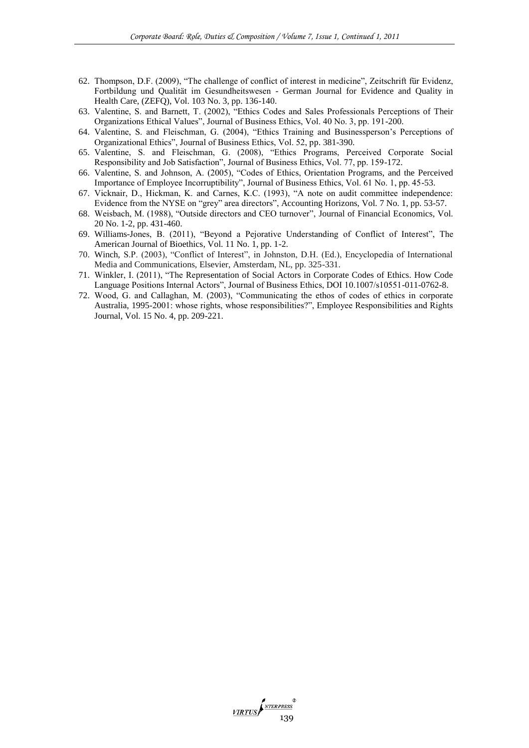62. Thompson, D.F. (2009), "The challenge of conflict of interest in medicine", Zeitschrift für Evidenz, Fortbildung und Qualität im Gesundheitswesen - German Journal for Evidence and Quality in Health Care, (ZEFQ), Vol. 103 No. 3, pp. 136-140.
63. Valentine, S. and Barnett, T. (2002), "Ethics Codes and Sales Professionals Perceptions of Their Organizations Ethical Values", Journal of Business Ethics, Vol. 40 No. 3, pp. 191-200.
64. Valentine, S. and Fleischman, G. (2004), "Ethics Training and Businessperson's Perceptions of Organizational Ethics", Journal of Business Ethics, Vol. 52, pp. 381-390.
65. Valentine, S. and Fleischman, G. (2008), "Ethics Programs, Perceived Corporate Social Responsibility and Job Satisfaction", Journal of Business Ethics, Vol. 77, pp. 159-172.
66. Valentine, S. and Johnson, A. (2005), "Codes of Ethics, Orientation Programs, and the Perceived Importance of Employee Incorruptibility", Journal of Business Ethics, Vol. 61 No. 1, pp. 45-53.
67. Vicknair, D., Hickman, K. and Carnes, K.C. (1993), "A note on audit committee independence: Evidence from the NYSE on "grey" area directors", Accounting Horizons, Vol. 7 No. 1, pp. 53-57.
68. Weisbach, M. (1988), "Outside directors and CEO turnover", Journal of Financial Economics, Vol. 20 No. 1-2, pp. 431-460.
69. Williams-Jones, B. (2011), "Beyond a Pejorative Understanding of Conflict of Interest", The American Journal of Bioethics, Vol. 11 No. 1, pp. 1-2.
70. Winch, S.P. (2003), "Conflict of Interest", in Johnston, D.H. (Ed.), Encyclopedia of International Media and Communications, Elsevier, Amsterdam, NL, pp. 325-331.
71. Winkler, I. (2011), "The Representation of Social Actors in Corporate Codes of Ethics. How Code Language Positions Internal Actors", Journal of Business Ethics, DOI 10.1007/s10551-011-0762-8.
72. Wood, G. and Callaghan, M. (2003), "Communicating the ethos of codes of ethics in corporate Australia, 1995-2001: whose rights, whose responsibilities?", Employee Responsibilities and Rights Journal, Vol. 15 No. 4, pp. 209-221.